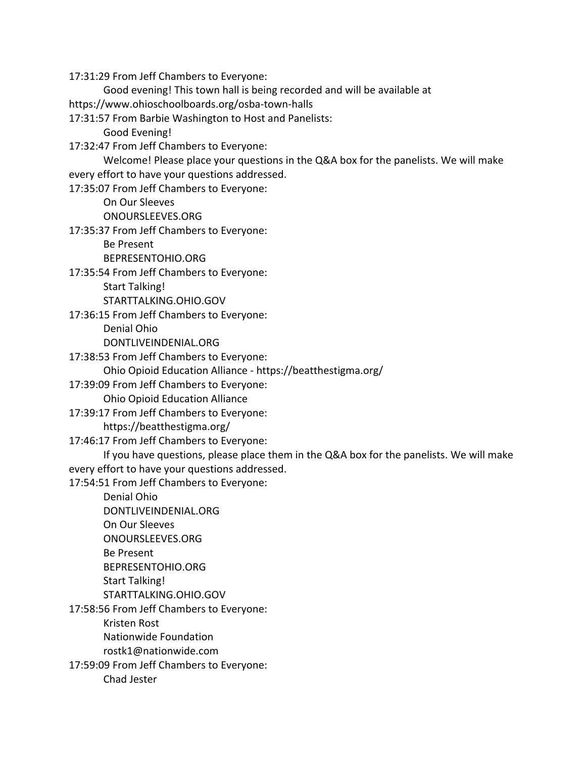17:31:29 From Jeff Chambers to Everyone:

Good evening! This town hall is being recorded and will be available at https://www.ohioschoolboards.org/osba-town-halls

17:31:57 From Barbie Washington to Host and Panelists:

Good Evening!

17:32:47 From Jeff Chambers to Everyone:

Welcome! Please place your questions in the Q&A box for the panelists. We will make every effort to have your questions addressed.

17:35:07 From Jeff Chambers to Everyone:

On Our Sleeves
ONOURSLEEVES.ORG

17:35:37 From Jeff Chambers to Everyone:

Be Present
BEPRESENTOHIO.ORG

17:35:54 From Jeff Chambers to Everyone:

Start Talking!
STARTTALKING.OHIO.GOV

17:36:15 From Jeff Chambers to Everyone:

Denial Ohio
DONTLIVEINDENIAL.ORG

17:38:53 From Jeff Chambers to Everyone:

Ohio Opioid Education Alliance - https://beatthestigma.org/

17:39:09 From Jeff Chambers to Everyone:

Ohio Opioid Education Alliance

17:39:17 From Jeff Chambers to Everyone:

https://beatthestigma.org/

17:46:17 From Jeff Chambers to Everyone:

If you have questions, please place them in the Q&A box for the panelists. We will make every effort to have your questions addressed.

17:54:51 From Jeff Chambers to Everyone:

Denial Ohio
DONTLIVEINDENIAL.ORG
On Our Sleeves
ONOURSLEEVES.ORG
Be Present
BEPRESENTOHIO.ORG
Start Talking!
STARTTALKING.OHIO.GOV

17:58:56 From Jeff Chambers to Everyone:

Kristen Rost
Nationwide Foundation
rostk1@nationwide.com

17:59:09 From Jeff Chambers to Everyone:

Chad Jester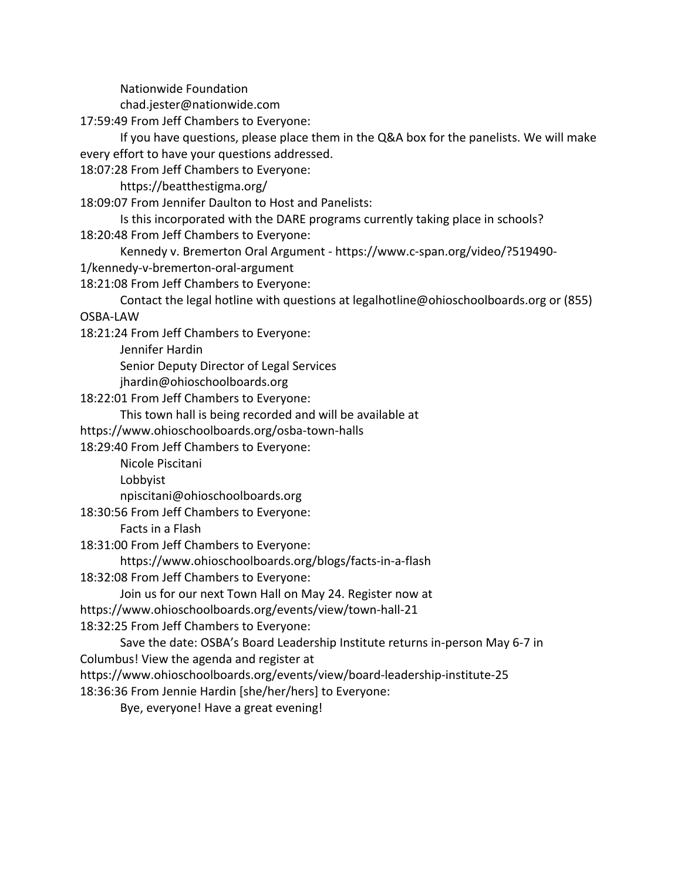Nationwide Foundation
chad.jester@nationwide.com

17:59:49 From Jeff Chambers to Everyone:
If you have questions, please place them in the Q&A box for the panelists. We will make every effort to have your questions addressed.

18:07:28 From Jeff Chambers to Everyone:
https://beatthestigma.org/

18:09:07 From Jennifer Daulton to Host and Panelists:
Is this incorporated with the DARE programs currently taking place in schools?

18:20:48 From Jeff Chambers to Everyone:
Kennedy v. Bremerton Oral Argument - https://www.c-span.org/video/?519490-1/kennedy-v-bremerton-oral-argument

18:21:08 From Jeff Chambers to Everyone:
Contact the legal hotline with questions at legalhotline@ohioschoolboards.org or (855) OSBA-LAW

18:21:24 From Jeff Chambers to Everyone:
Jennifer Hardin
Senior Deputy Director of Legal Services
jhardin@ohioschoolboards.org

18:22:01 From Jeff Chambers to Everyone:
This town hall is being recorded and will be available at https://www.ohioschoolboards.org/osba-town-halls

18:29:40 From Jeff Chambers to Everyone:
Nicole Piscitani
Lobbyist
npiscitani@ohioschoolboards.org

18:30:56 From Jeff Chambers to Everyone:
Facts in a Flash

18:31:00 From Jeff Chambers to Everyone:
https://www.ohioschoolboards.org/blogs/facts-in-a-flash

18:32:08 From Jeff Chambers to Everyone:
Join us for our next Town Hall on May 24. Register now at https://www.ohioschoolboards.org/events/view/town-hall-21

18:32:25 From Jeff Chambers to Everyone:
Save the date: OSBA's Board Leadership Institute returns in-person May 6-7 in Columbus! View the agenda and register at https://www.ohioschoolboards.org/events/view/board-leadership-institute-25

18:36:36 From Jennie Hardin [she/her/hers] to Everyone:
Bye, everyone! Have a great evening!